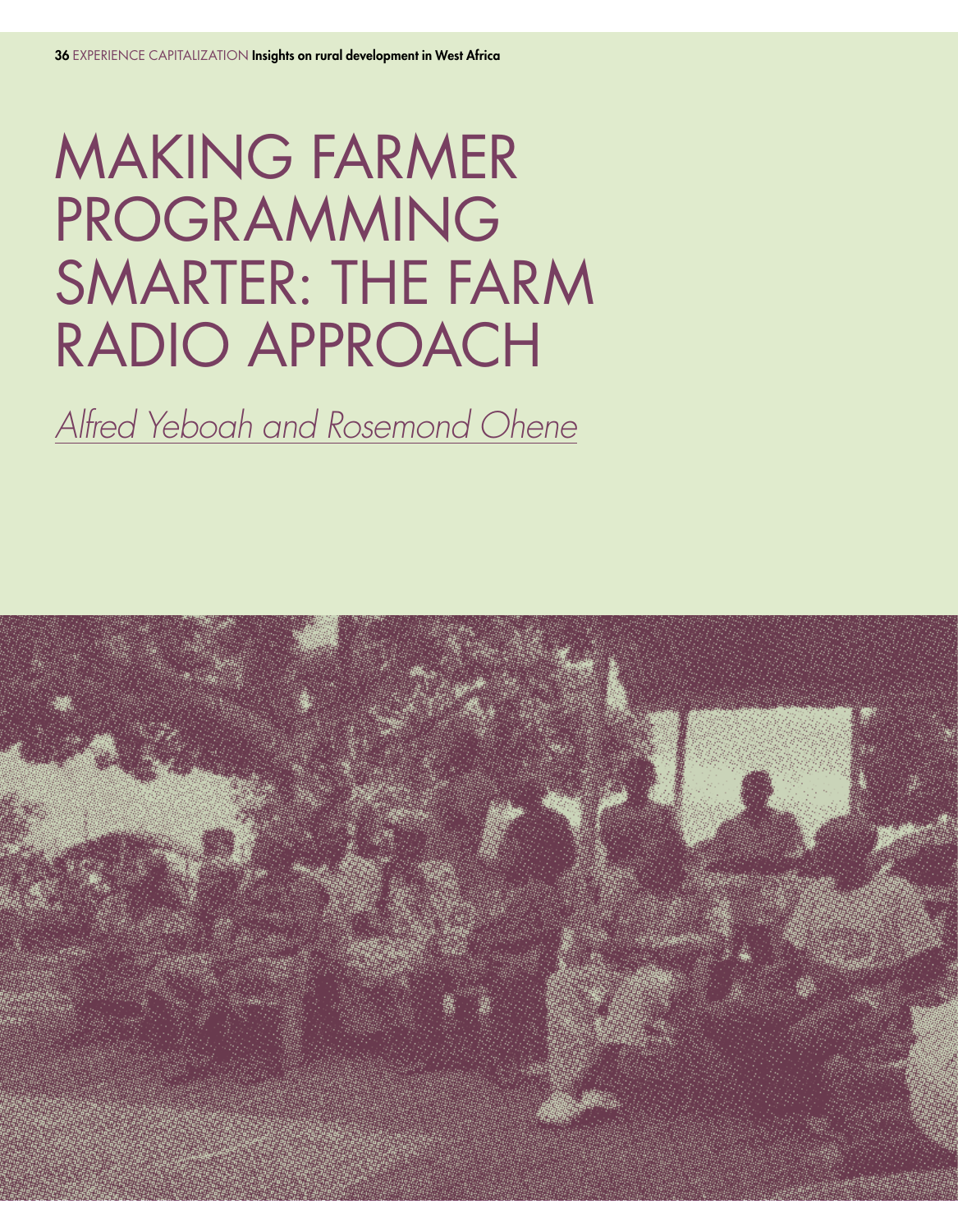# MAKING FARMER PROGRAMMING SMARTER: THE FARM RADIO APPROACH

*Alfred Yeboah and Rosemond Ohene*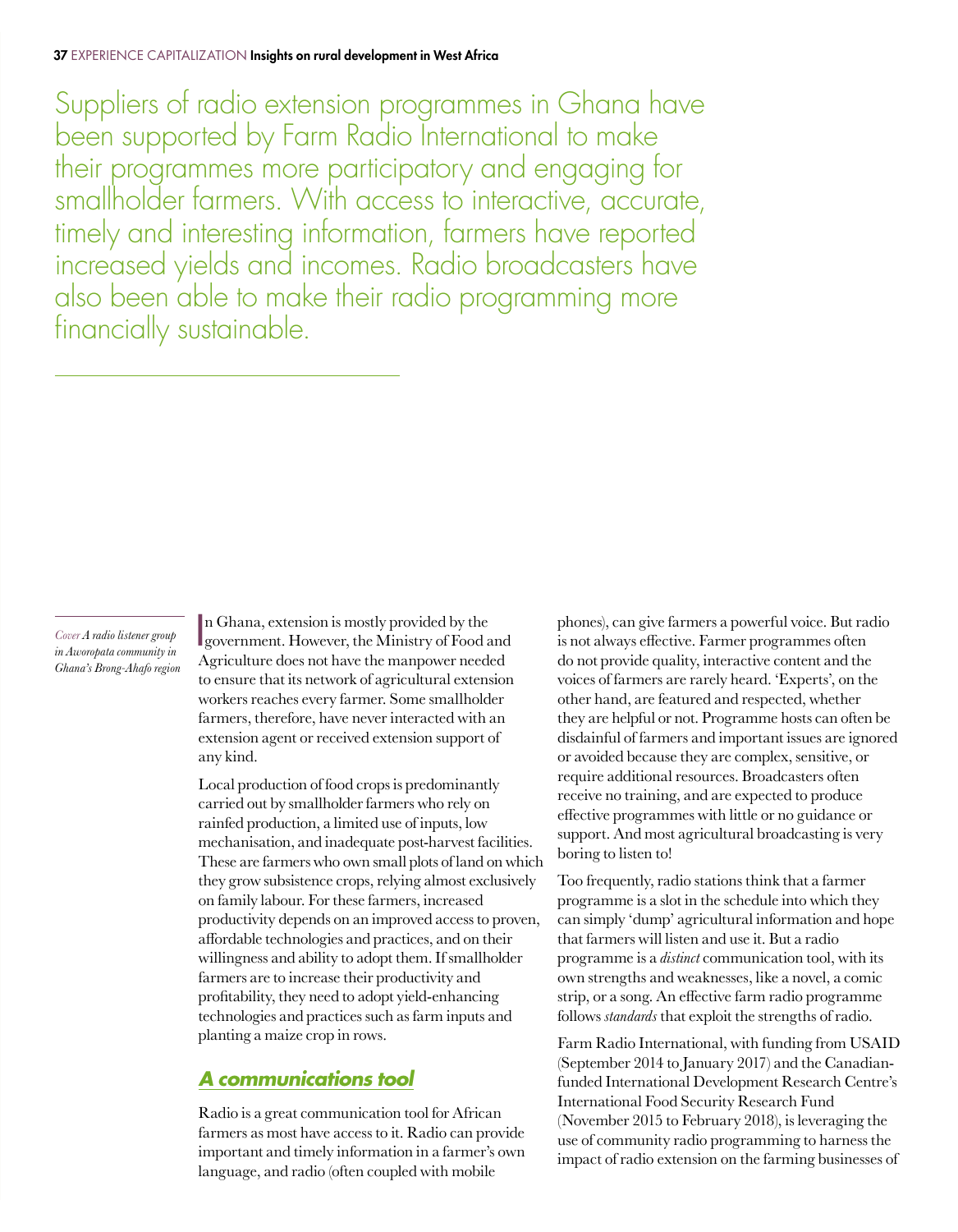Suppliers of radio extension programmes in Ghana have been supported by Farm Radio International to make their programmes more participatory and engaging for smallholder farmers. With access to interactive, accurate, timely and interesting information, farmers have reported increased yields and incomes. Radio broadcasters have also been able to make their radio programming more financially sustainable.

*Cover A radio listener group in Aworopata community in Ghana's Brong-Ahafo region*

In Ghana, extension is mostly provided by the government. However, the Ministry of Food and Agriculture does not have the manpower needed to ensure that its network of agricultural extension workers reaches every farmer. Some smallholder farmers, therefore, have never interacted with an extension agent or received extension support of any kind.

Local production of food crops is predominantly carried out by smallholder farmers who rely on rainfed production, a limited use of inputs, low mechanisation, and inadequate post-harvest facilities. These are farmers who own small plots of land on which they grow subsistence crops, relying almost exclusively on family labour. For these farmers, increased productivity depends on an improved access to proven, affordable technologies and practices, and on their willingness and ability to adopt them. If smallholder farmers are to increase their productivity and profitability, they need to adopt yield-enhancing technologies and practices such as farm inputs and planting a maize crop in rows.

## A communications tool

Radio is a great communication tool for African farmers as most have access to it. Radio can provide important and timely information in a farmer's own language, and radio (often coupled with mobile phones), can give farmers a powerful voice. But radio is not always effective. Farmer programmes often do not provide quality, interactive content and the voices of farmers are rarely heard. 'Experts', on the other hand, are featured and respected, whether they are helpful or not. Programme hosts can often be disdainful of farmers and important issues are ignored or avoided because they are complex, sensitive, or require additional resources. Broadcasters often receive no training, and are expected to produce effective programmes with little or no guidance or support. And most agricultural broadcasting is very boring to listen to!

Too frequently, radio stations think that a farmer programme is a slot in the schedule into which they can simply 'dump' agricultural information and hope that farmers will listen and use it. But a radio programme is a *distinct* communication tool, with its own strengths and weaknesses, like a novel, a comic strip, or a song. An effective farm radio programme follows *standards* that exploit the strengths of radio.

Farm Radio International, with funding from USAID (September 2014 to January 2017) and the Canadian-funded International Development Research Centre's International Food Security Research Fund (November 2015 to February 2018), is leveraging the use of community radio programming to harness the impact of radio extension on the farming businesses of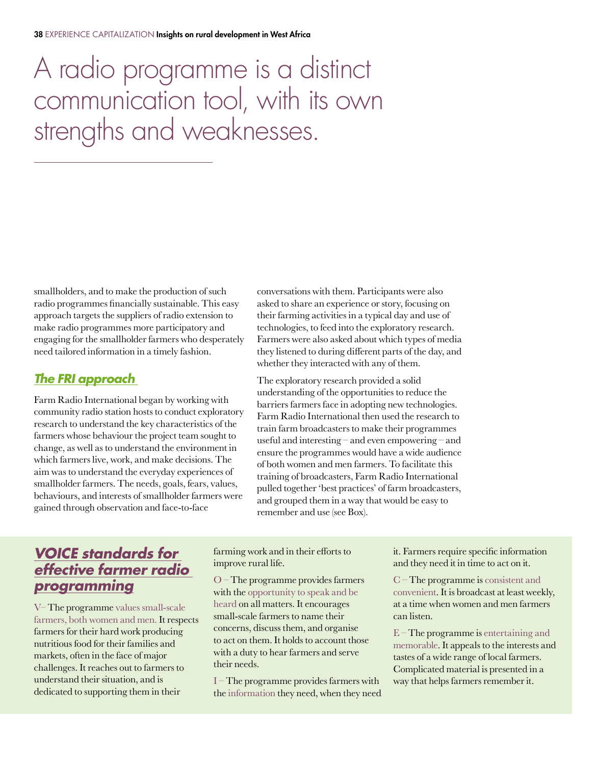# A radio programme is a distinct communication tool, with its own strengths and weaknesses.

smallholders, and to make the production of such radio programmes financially sustainable. This easy approach targets the suppliers of radio extension to make radio programmes more participatory and engaging for the smallholder farmers who desperately need tailored information in a timely fashion.

## *The FRI approach*

Farm Radio International began by working with community radio station hosts to conduct exploratory research to understand the key characteristics of the farmers whose behaviour the project team sought to change, as well as to understand the environment in which farmers live, work, and make decisions. The aim was to understand the everyday experiences of smallholder farmers. The needs, goals, fears, values, behaviours, and interests of smallholder farmers were gained through observation and face-to-face conversations with them. Participants were also asked to share an experience or story, focusing on their farming activities in a typical day and use of technologies, to feed into the exploratory research. Farmers were also asked about which types of media they listened to during different parts of the day, and whether they interacted with any of them.

The exploratory research provided a solid understanding of the opportunities to reduce the barriers farmers face in adopting new technologies. Farm Radio International then used the research to train farm broadcasters to make their programmes useful and interesting – and even empowering – and ensure the programmes would have a wide audience of both women and men farmers. To facilitate this training of broadcasters, Farm Radio International pulled together 'best practices' of farm broadcasters, and grouped them in a way that would be easy to remember and use (see Box).

## *VOICE standards for effective farmer radio programming*

V– The programme values small-scale farmers, both women and men. It respects farmers for their hard work producing nutritious food for their families and markets, often in the face of major challenges. It reaches out to farmers to understand their situation, and is dedicated to supporting them in their farming work and in their efforts to improve rural life.

O – The programme provides farmers with the opportunity to speak and be heard on all matters. It encourages small-scale farmers to name their concerns, discuss them, and organise to act on them. It holds to account those with a duty to hear farmers and serve their needs.

I – The programme provides farmers with the information they need, when they need it. Farmers require specific information and they need it in time to act on it.

C – The programme is consistent and convenient. It is broadcast at least weekly, at a time when women and men farmers can listen.

E – The programme is entertaining and memorable. It appeals to the interests and tastes of a wide range of local farmers. Complicated material is presented in a way that helps farmers remember it.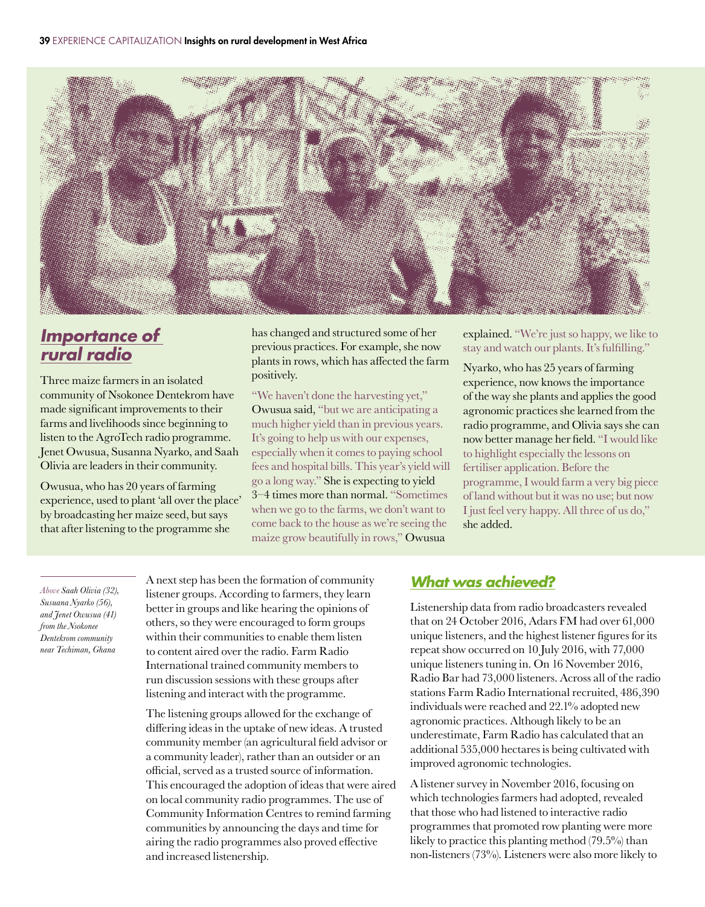## Importance of rural radio

Three maize farmers in an isolated community of Nsokonee Dentekrom have made significant improvements to their farms and livelihoods since beginning to listen to the AgroTech radio programme. Jenet Owusua, Susanna Nyarko, and Saah Olivia are leaders in their community.

Owusua, who has 20 years of farming experience, used to plant 'all over the place' by broadcasting her maize seed, but says that after listening to the programme she has changed and structured some of her previous practices. For example, she now plants in rows, which has affected the farm positively.

"We haven't done the harvesting yet," Owusua said, "but we are anticipating a much higher yield than in previous years. It's going to help us with our expenses, especially when it comes to paying school fees and hospital bills. This year's yield will go a long way." She is expecting to yield 3–4 times more than normal. "Sometimes when we go to the farms, we don't want to come back to the house as we're seeing the maize grow beautifully in rows," Owusua explained. "We're just so happy, we like to stay and watch our plants. It's fulfilling."

Nyarko, who has 25 years of farming experience, now knows the importance of the way she plants and applies the good agronomic practices she learned from the radio programme, and Olivia says she can now better manage her field. "I would like to highlight especially the lessons on fertiliser application. Before the programme, I would farm a very big piece of land without but it was no use; but now I just feel very happy. All three of us do," she added.

*Above Saah Olivia (32), Susuana Nyarko (56), and Jenet Owusua (41) from the Nsokonee Dentekrom community near Techiman, Ghana*

A next step has been the formation of community listener groups. According to farmers, they learn better in groups and like hearing the opinions of others, so they were encouraged to form groups within their communities to enable them listen to content aired over the radio. Farm Radio International trained community members to run discussion sessions with these groups after listening and interact with the programme.

The listening groups allowed for the exchange of differing ideas in the uptake of new ideas. A trusted community member (an agricultural field advisor or a community leader), rather than an outsider or an official, served as a trusted source of information. This encouraged the adoption of ideas that were aired on local community radio programmes. The use of Community Information Centres to remind farming communities by announcing the days and time for airing the radio programmes also proved effective and increased listenership.

## What was achieved?

Listenership data from radio broadcasters revealed that on 24 October 2016, Adars FM had over 61,000 unique listeners, and the highest listener figures for its repeat show occurred on 10 July 2016, with 77,000 unique listeners tuning in. On 16 November 2016, Radio Bar had 73,000 listeners. Across all of the radio stations Farm Radio International recruited, 486,390 individuals were reached and 22.1% adopted new agronomic practices. Although likely to be an underestimate, Farm Radio has calculated that an additional 535,000 hectares is being cultivated with improved agronomic technologies.

A listener survey in November 2016, focusing on which technologies farmers had adopted, revealed that those who had listened to interactive radio programmes that promoted row planting were more likely to practice this planting method (79.5%) than non-listeners (73%). Listeners were also more likely to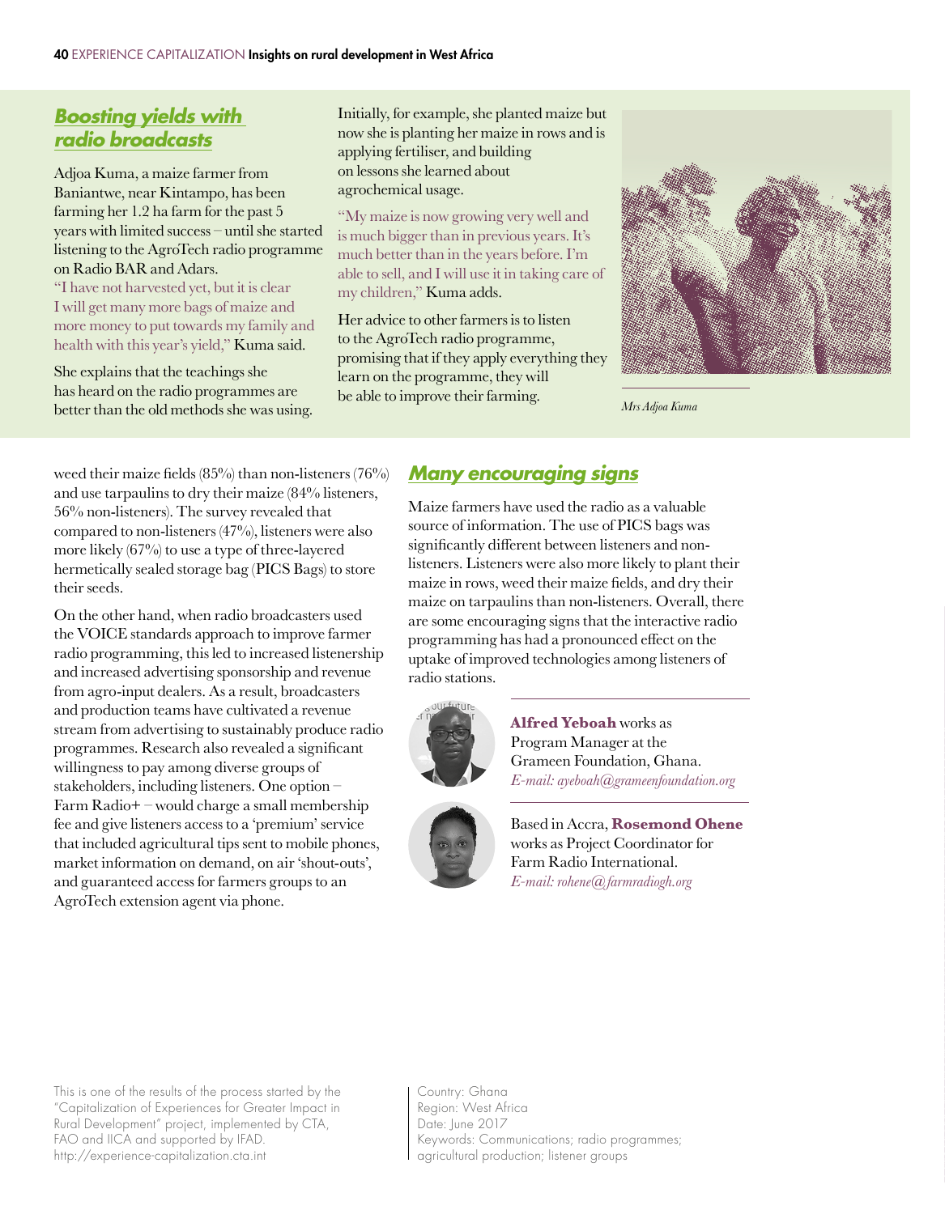## Boosting yields with radio broadcasts

Adjoa Kuma, a maize farmer from Baniantwe, near Kintampo, has been farming her 1.2 ha farm for the past 5 years with limited success – until she started listening to the AgroTech radio programme on Radio BAR and Adars.

"I have not harvested yet, but it is clear I will get many more bags of maize and more money to put towards my family and health with this year's yield," Kuma said.

She explains that the teachings she has heard on the radio programmes are better than the old methods she was using. Initially, for example, she planted maize but now she is planting her maize in rows and is applying fertiliser, and building on lessons she learned about agrochemical usage.

"My maize is now growing very well and is much bigger than in previous years. It's much better than in the years before. I'm able to sell, and I will use it in taking care of my children," Kuma adds.

Her advice to other farmers is to listen to the AgroTech radio programme, promising that if they apply everything they learn on the programme, they will be able to improve their farming.

*Mrs Adjoa Kuma*

weed their maize fields (85%) than non-listeners (76%) and use tarpaulins to dry their maize (84% listeners, 56% non-listeners). The survey revealed that compared to non-listeners (47%), listeners were also more likely (67%) to use a type of three-layered hermetically sealed storage bag (PICS Bags) to store their seeds.

On the other hand, when radio broadcasters used the VOICE standards approach to improve farmer radio programming, this led to increased listenership and increased advertising sponsorship and revenue from agro-input dealers. As a result, broadcasters and production teams have cultivated a revenue stream from advertising to sustainably produce radio programmes. Research also revealed a significant willingness to pay among diverse groups of stakeholders, including listeners. One option – Farm Radio+ – would charge a small membership fee and give listeners access to a 'premium' service that included agricultural tips sent to mobile phones, market information on demand, on air 'shout-outs', and guaranteed access for farmers groups to an AgroTech extension agent via phone.

## Many encouraging signs

Maize farmers have used the radio as a valuable source of information. The use of PICS bags was significantly different between listeners and non-listeners. Listeners were also more likely to plant their maize in rows, weed their maize fields, and dry their maize on tarpaulins than non-listeners. Overall, there are some encouraging signs that the interactive radio programming has had a pronounced effect on the uptake of improved technologies among listeners of radio stations.

**Alfred Yeboah** works as Program Manager at the Grameen Foundation, Ghana.
*E-mail: ayeboah@grameenfoundation.org*

Based in Accra, **Rosemond Ohene** works as Project Coordinator for Farm Radio International.
*E-mail: rohene@farmradiogh.org*

This is one of the results of the process started by the "Capitalization of Experiences for Greater Impact in Rural Development" project, implemented by CTA, FAO and IICA and supported by IFAD.
http://experience-capitalization.cta.int

Country: Ghana
Region: West Africa
Date: June 2017
Keywords: Communications; radio programmes; agricultural production; listener groups